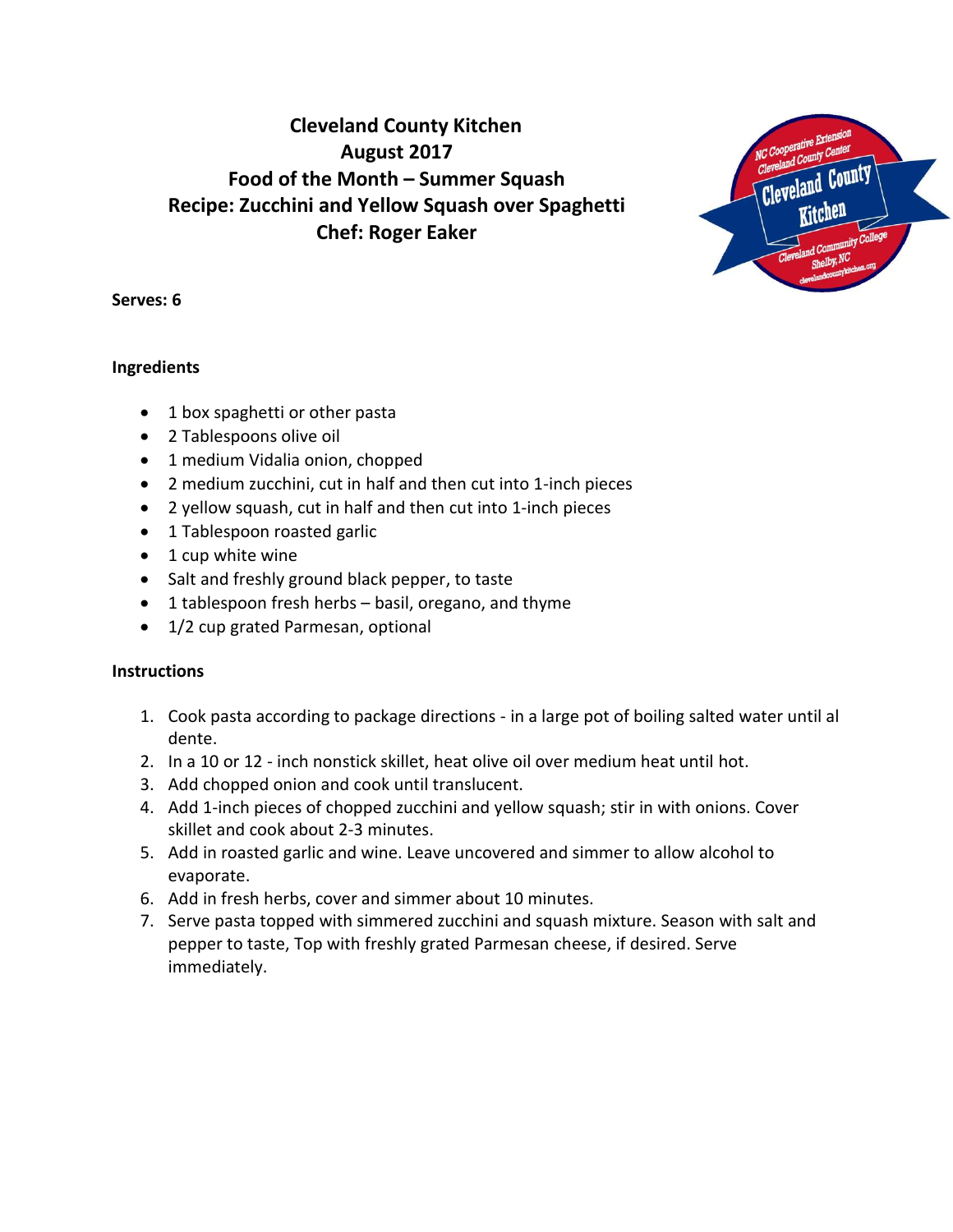# Cleveland County Kitchen
## August 2017
## Food of the Month – Summer Squash
## Recipe: Zucchini and Yellow Squash over Spaghetti
## Chef: Roger Eaker

**Serves: 6**

**Ingredients**

- 1 box spaghetti or other pasta
- 2 Tablespoons olive oil
- 1 medium Vidalia onion, chopped
- 2 medium zucchini, cut in half and then cut into 1-inch pieces
- 2 yellow squash, cut in half and then cut into 1-inch pieces
- 1 Tablespoon roasted garlic
- 1 cup white wine
- Salt and freshly ground black pepper, to taste
- 1 tablespoon fresh herbs – basil, oregano, and thyme
- 1/2 cup grated Parmesan, optional

**Instructions**

1. Cook pasta according to package directions - in a large pot of boiling salted water until al dente.
2. In a 10 or 12 - inch nonstick skillet, heat olive oil over medium heat until hot.
3. Add chopped onion and cook until translucent.
4. Add 1-inch pieces of chopped zucchini and yellow squash; stir in with onions. Cover skillet and cook about 2-3 minutes.
5. Add in roasted garlic and wine. Leave uncovered and simmer to allow alcohol to evaporate.
6. Add in fresh herbs, cover and simmer about 10 minutes.
7. Serve pasta topped with simmered zucchini and squash mixture. Season with salt and pepper to taste, Top with freshly grated Parmesan cheese, if desired. Serve immediately.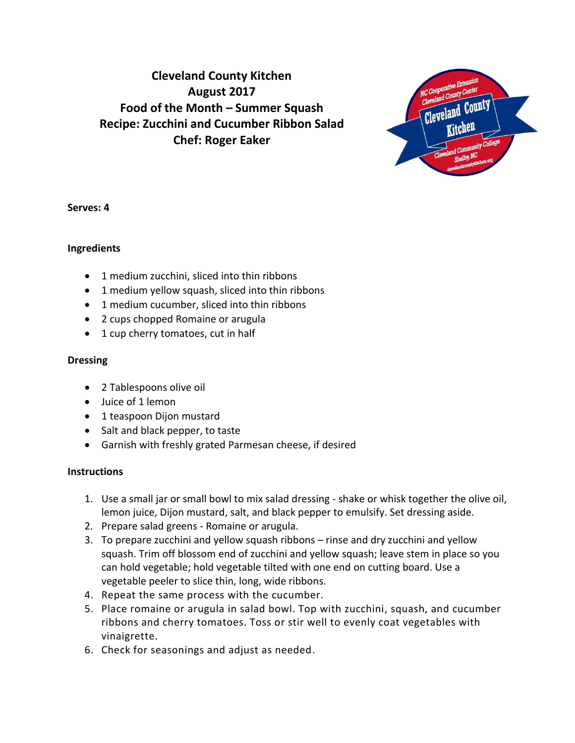**Cleveland County Kitchen**
**August 2017**
**Food of the Month – Summer Squash**
**Recipe: Zucchini and Cucumber Ribbon Salad**
**Chef: Roger Eaker**

**Serves: 4**

**Ingredients**

- 1 medium zucchini, sliced into thin ribbons
- 1 medium yellow squash, sliced into thin ribbons
- 1 medium cucumber, sliced into thin ribbons
- 2 cups chopped Romaine or arugula
- 1 cup cherry tomatoes, cut in half

**Dressing**

- 2 Tablespoons olive oil
- Juice of 1 lemon
- 1 teaspoon Dijon mustard
- Salt and black pepper, to taste
- Garnish with freshly grated Parmesan cheese, if desired

**Instructions**

1. Use a small jar or small bowl to mix salad dressing - shake or whisk together the olive oil, lemon juice, Dijon mustard, salt, and black pepper to emulsify. Set dressing aside.
2. Prepare salad greens - Romaine or arugula.
3. To prepare zucchini and yellow squash ribbons – rinse and dry zucchini and yellow squash. Trim off blossom end of zucchini and yellow squash; leave stem in place so you can hold vegetable; hold vegetable tilted with one end on cutting board. Use a vegetable peeler to slice thin, long, wide ribbons.
4. Repeat the same process with the cucumber.
5. Place romaine or arugula in salad bowl. Top with zucchini, squash, and cucumber ribbons and cherry tomatoes. Toss or stir well to evenly coat vegetables with vinaigrette.
6. Check for seasonings and adjust as needed.